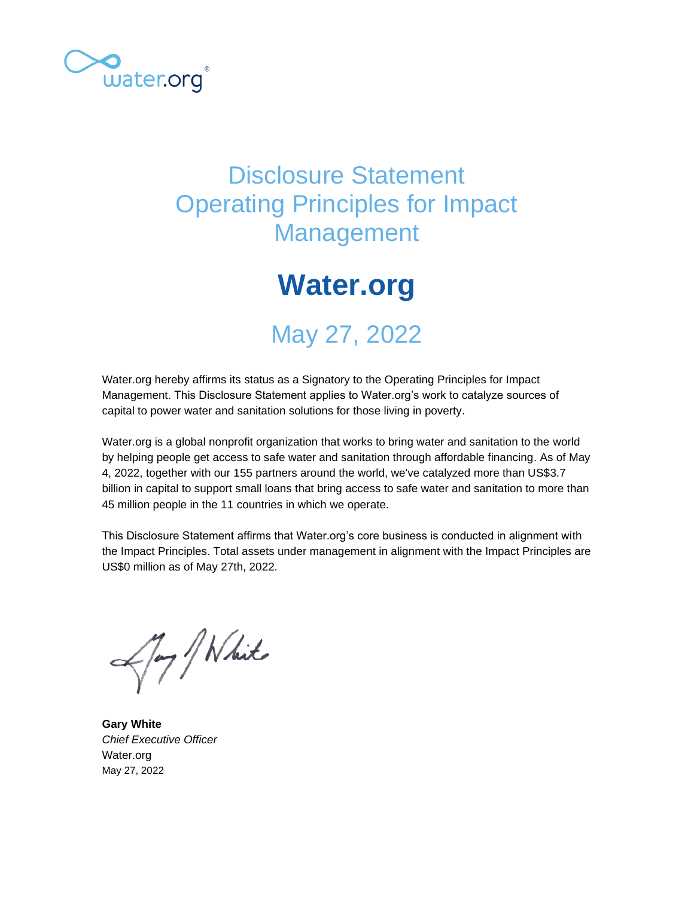# Disclosure Statement
# Operating Principles for Impact Management

# Water.org

## May 27, 2022

Water.org hereby affirms its status as a Signatory to the Operating Principles for Impact Management. This Disclosure Statement applies to Water.org's work to catalyze sources of capital to power water and sanitation solutions for those living in poverty.

Water.org is a global nonprofit organization that works to bring water and sanitation to the world by helping people get access to safe water and sanitation through affordable financing. As of May 4, 2022, together with our 155 partners around the world, we've catalyzed more than US$3.7 billion in capital to support small loans that bring access to safe water and sanitation to more than 45 million people in the 11 countries in which we operate.

This Disclosure Statement affirms that Water.org's core business is conducted in alignment with the Impact Principles. Total assets under management in alignment with the Impact Principles are US$0 million as of May 27th, 2022.

**Gary White**
*Chief Executive Officer*
Water.org
May 27, 2022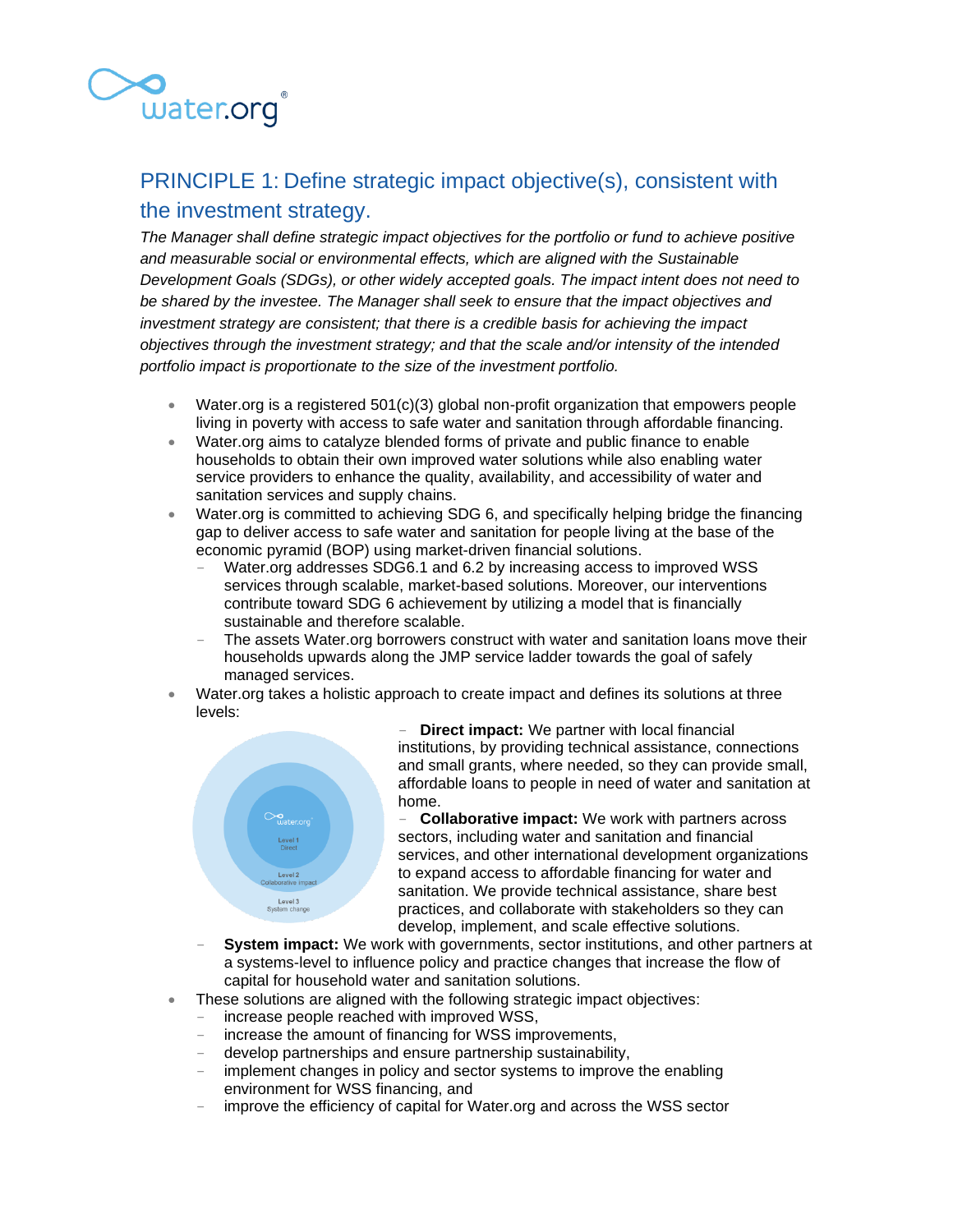## PRINCIPLE 1: Define strategic impact objective(s), consistent with the investment strategy.

*The Manager shall define strategic impact objectives for the portfolio or fund to achieve positive and measurable social or environmental effects, which are aligned with the Sustainable Development Goals (SDGs), or other widely accepted goals. The impact intent does not need to be shared by the investee. The Manager shall seek to ensure that the impact objectives and investment strategy are consistent; that there is a credible basis for achieving the impact objectives through the investment strategy; and that the scale and/or intensity of the intended portfolio impact is proportionate to the size of the investment portfolio.*

- Water.org is a registered 501(c)(3) global non-profit organization that empowers people living in poverty with access to safe water and sanitation through affordable financing.
- Water.org aims to catalyze blended forms of private and public finance to enable households to obtain their own improved water solutions while also enabling water service providers to enhance the quality, availability, and accessibility of water and sanitation services and supply chains.
- Water.org is committed to achieving SDG 6, and specifically helping bridge the financing gap to deliver access to safe water and sanitation for people living at the base of the economic pyramid (BOP) using market-driven financial solutions.
  - Water.org addresses SDG6.1 and 6.2 by increasing access to improved WSS services through scalable, market-based solutions. Moreover, our interventions contribute toward SDG 6 achievement by utilizing a model that is financially sustainable and therefore scalable.
  - The assets Water.org borrowers construct with water and sanitation loans move their households upwards along the JMP service ladder towards the goal of safely managed services.
- Water.org takes a holistic approach to create impact and defines its solutions at three levels:
  - **Direct impact:** We partner with local financial institutions, by providing technical assistance, connections and small grants, where needed, so they can provide small, affordable loans to people in need of water and sanitation at home.
  - **Collaborative impact:** We work with partners across sectors, including water and sanitation and financial services, and other international development organizations to expand access to affordable financing for water and sanitation. We provide technical assistance, share best practices, and collaborate with stakeholders so they can develop, implement, and scale effective solutions.
  - **System impact:** We work with governments, sector institutions, and other partners at a systems-level to influence policy and practice changes that increase the flow of capital for household water and sanitation solutions.
- These solutions are aligned with the following strategic impact objectives:
  - increase people reached with improved WSS,
  - increase the amount of financing for WSS improvements,
  - develop partnerships and ensure partnership sustainability,
  - implement changes in policy and sector systems to improve the enabling environment for WSS financing, and
  - improve the efficiency of capital for Water.org and across the WSS sector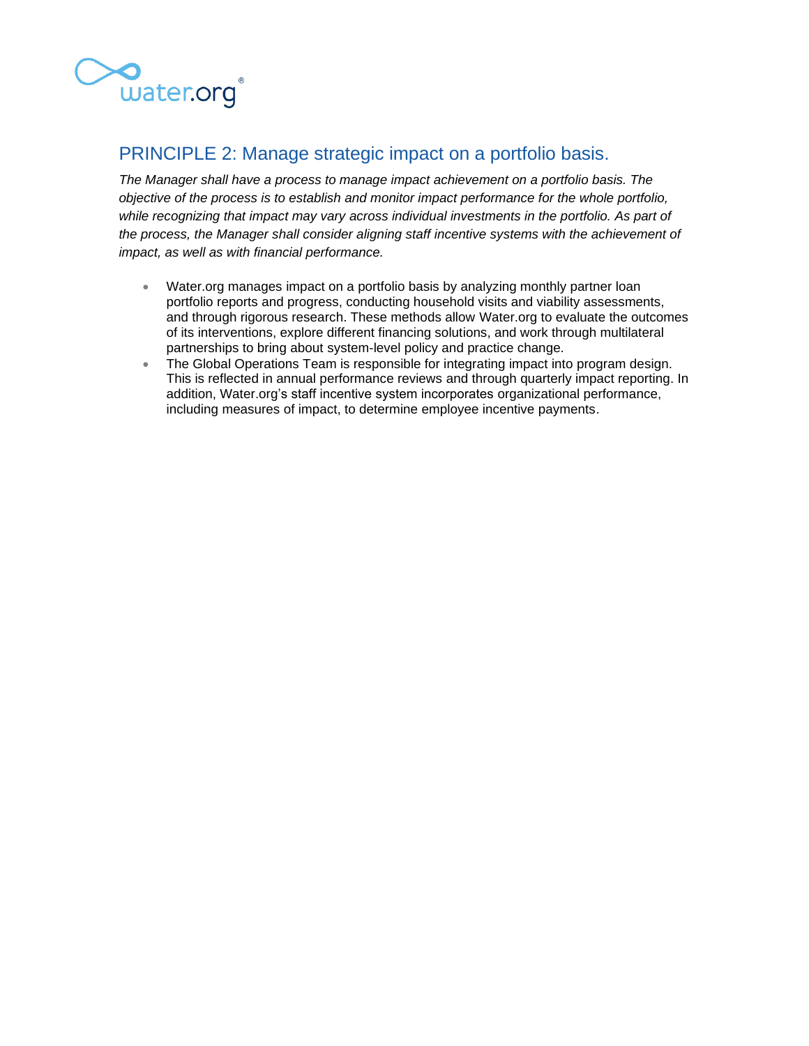## PRINCIPLE 2: Manage strategic impact on a portfolio basis.

*The Manager shall have a process to manage impact achievement on a portfolio basis. The objective of the process is to establish and monitor impact performance for the whole portfolio, while recognizing that impact may vary across individual investments in the portfolio. As part of the process, the Manager shall consider aligning staff incentive systems with the achievement of impact, as well as with financial performance.*

- Water.org manages impact on a portfolio basis by analyzing monthly partner loan portfolio reports and progress, conducting household visits and viability assessments, and through rigorous research. These methods allow Water.org to evaluate the outcomes of its interventions, explore different financing solutions, and work through multilateral partnerships to bring about system-level policy and practice change.
- The Global Operations Team is responsible for integrating impact into program design. This is reflected in annual performance reviews and through quarterly impact reporting. In addition, Water.org's staff incentive system incorporates organizational performance, including measures of impact, to determine employee incentive payments.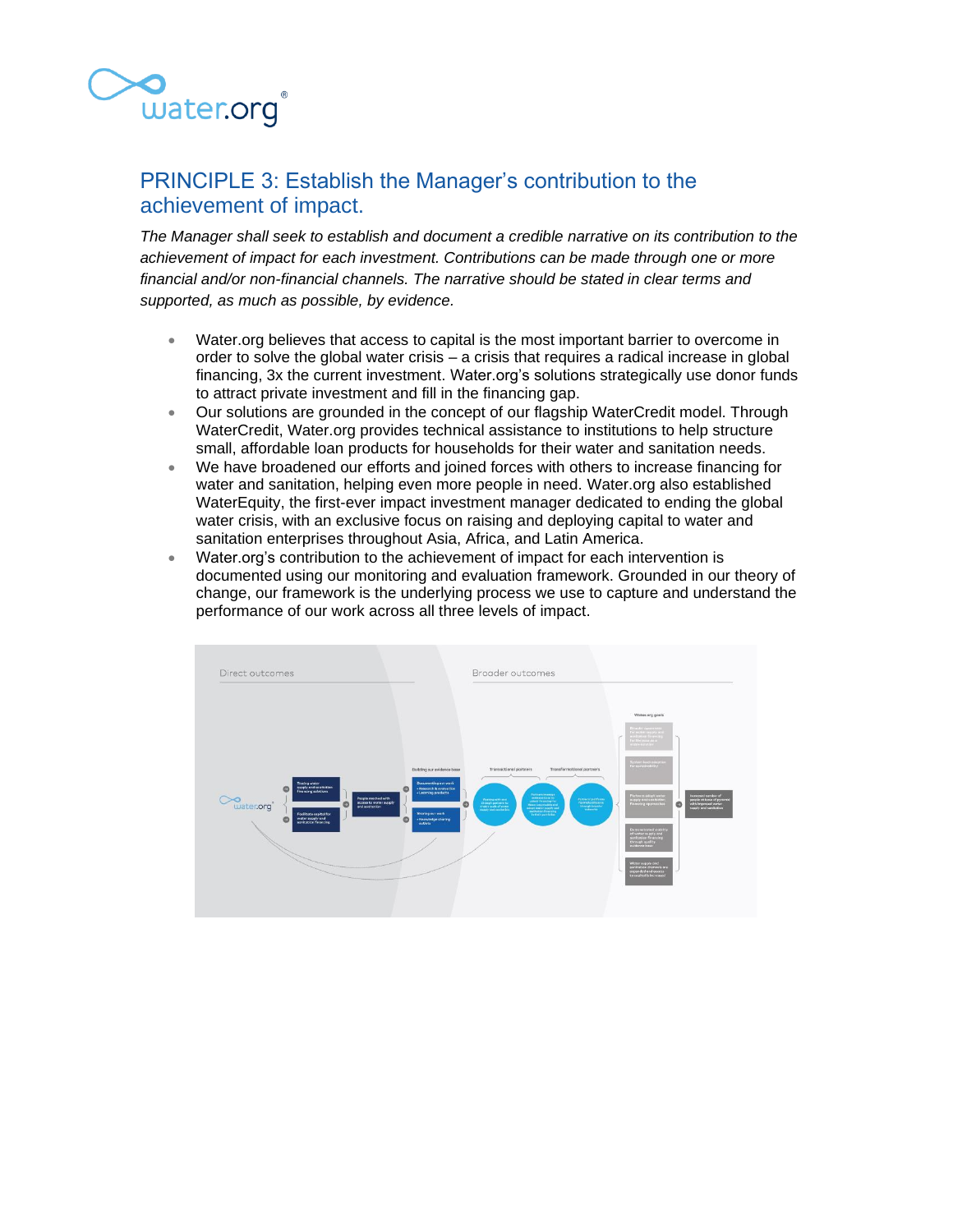## PRINCIPLE 3: Establish the Manager's contribution to the achievement of impact.

*The Manager shall seek to establish and document a credible narrative on its contribution to the achievement of impact for each investment. Contributions can be made through one or more financial and/or non-financial channels. The narrative should be stated in clear terms and supported, as much as possible, by evidence.*

- Water.org believes that access to capital is the most important barrier to overcome in order to solve the global water crisis – a crisis that requires a radical increase in global financing, 3x the current investment. Water.org's solutions strategically use donor funds to attract private investment and fill in the financing gap.
- Our solutions are grounded in the concept of our flagship WaterCredit model. Through WaterCredit, Water.org provides technical assistance to institutions to help structure small, affordable loan products for households for their water and sanitation needs.
- We have broadened our efforts and joined forces with others to increase financing for water and sanitation, helping even more people in need. Water.org also established WaterEquity, the first-ever impact investment manager dedicated to ending the global water crisis, with an exclusive focus on raising and deploying capital to water and sanitation enterprises throughout Asia, Africa, and Latin America.
- Water.org's contribution to the achievement of impact for each intervention is documented using our monitoring and evaluation framework. Grounded in our theory of change, our framework is the underlying process we use to capture and understand the performance of our work across all three levels of impact.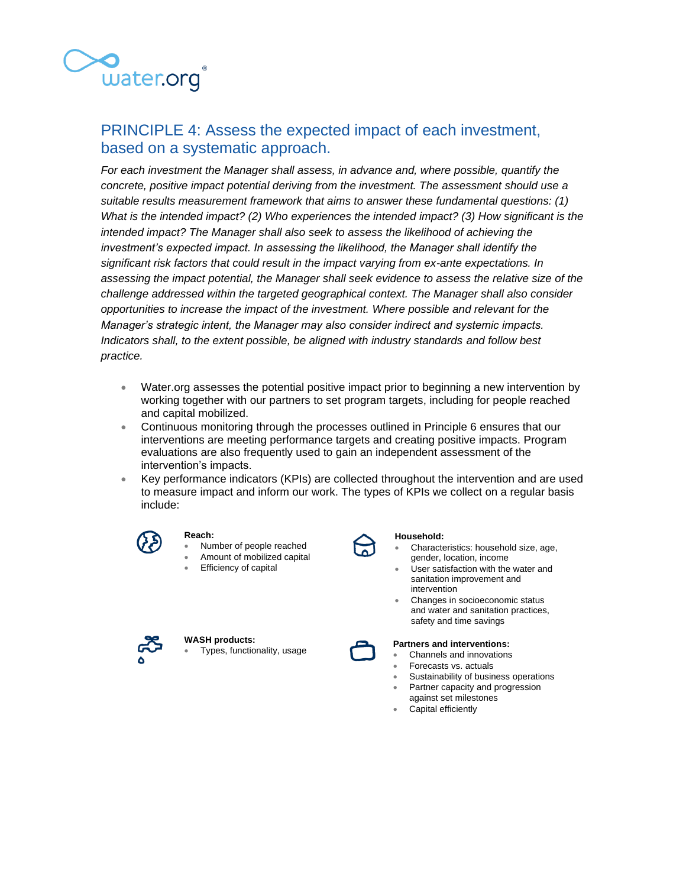## PRINCIPLE 4: Assess the expected impact of each investment, based on a systematic approach.

*For each investment the Manager shall assess, in advance and, where possible, quantify the concrete, positive impact potential deriving from the investment. The assessment should use a suitable results measurement framework that aims to answer these fundamental questions: (1) What is the intended impact? (2) Who experiences the intended impact? (3) How significant is the intended impact? The Manager shall also seek to assess the likelihood of achieving the investment's expected impact. In assessing the likelihood, the Manager shall identify the significant risk factors that could result in the impact varying from ex-ante expectations. In assessing the impact potential, the Manager shall seek evidence to assess the relative size of the challenge addressed within the targeted geographical context. The Manager shall also consider opportunities to increase the impact of the investment. Where possible and relevant for the Manager's strategic intent, the Manager may also consider indirect and systemic impacts. Indicators shall, to the extent possible, be aligned with industry standards and follow best practice.*

- Water.org assesses the potential positive impact prior to beginning a new intervention by working together with our partners to set program targets, including for people reached and capital mobilized.
- Continuous monitoring through the processes outlined in Principle 6 ensures that our interventions are meeting performance targets and creating positive impacts. Program evaluations are also frequently used to gain an independent assessment of the intervention's impacts.
- Key performance indicators (KPIs) are collected throughout the intervention and are used to measure impact and inform our work. The types of KPIs we collect on a regular basis include:

**Reach:**
- Number of people reached
- Amount of mobilized capital
- Efficiency of capital

**Household:**
- Characteristics: household size, age, gender, location, income
- User satisfaction with the water and sanitation improvement and intervention
- Changes in socioeconomic status and water and sanitation practices, safety and time savings

**WASH products:**
- Types, functionality, usage

**Partners and interventions:**
- Channels and innovations
- Forecasts vs. actuals
- Sustainability of business operations
- Partner capacity and progression against set milestones
- Capital efficiently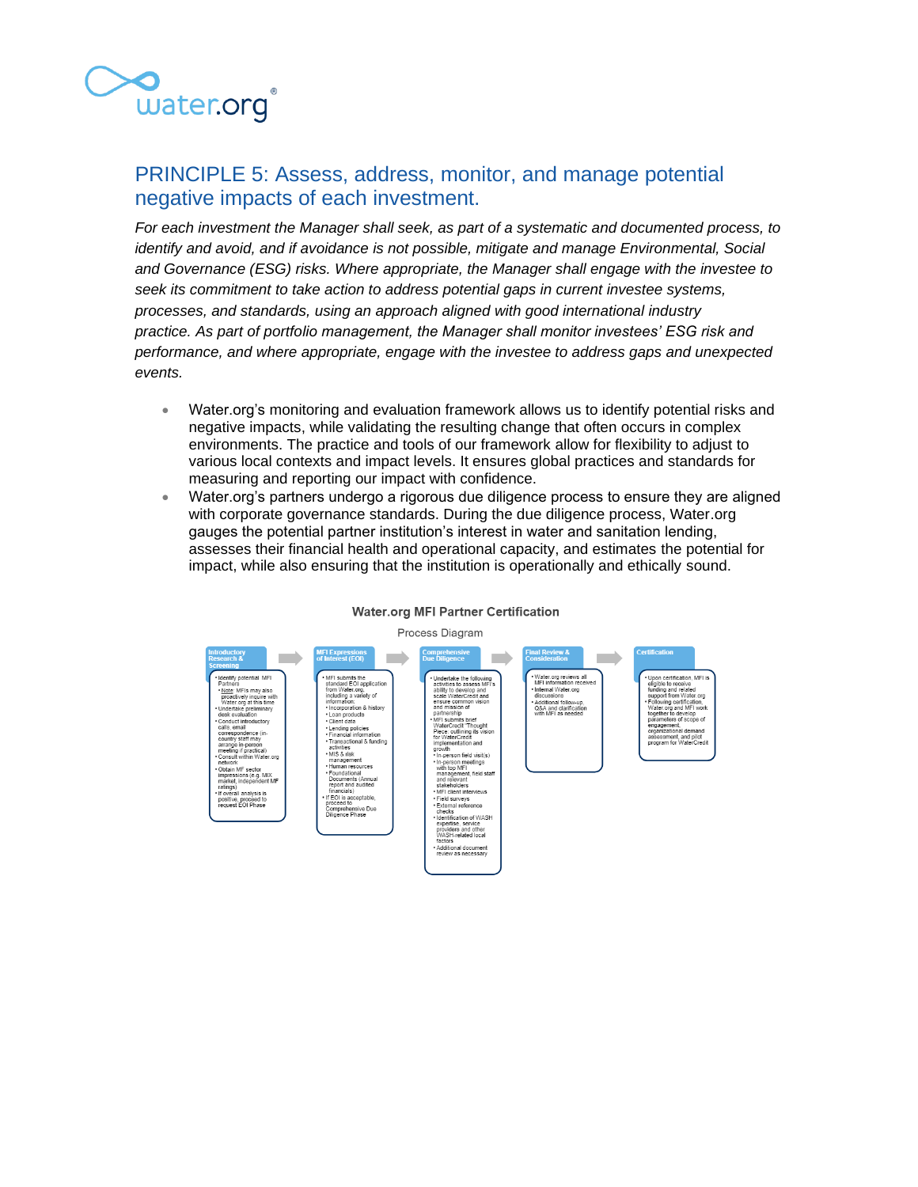## PRINCIPLE 5: Assess, address, monitor, and manage potential negative impacts of each investment.

*For each investment the Manager shall seek, as part of a systematic and documented process, to identify and avoid, and if avoidance is not possible, mitigate and manage Environmental, Social and Governance (ESG) risks. Where appropriate, the Manager shall engage with the investee to seek its commitment to take action to address potential gaps in current investee systems, processes, and standards, using an approach aligned with good international industry practice. As part of portfolio management, the Manager shall monitor investees' ESG risk and performance, and where appropriate, engage with the investee to address gaps and unexpected events.*

- Water.org's monitoring and evaluation framework allows us to identify potential risks and negative impacts, while validating the resulting change that often occurs in complex environments. The practice and tools of our framework allow for flexibility to adjust to various local contexts and impact levels. It ensures global practices and standards for measuring and reporting our impact with confidence.
- Water.org's partners undergo a rigorous due diligence process to ensure they are aligned with corporate governance standards. During the due diligence process, Water.org gauges the potential partner institution's interest in water and sanitation lending, assesses their financial health and operational capacity, and estimates the potential for impact, while also ensuring that the institution is operationally and ethically sound.

**Water.org MFI Partner Certification**

Process Diagram

**Introductory Research & Screening**
- Identify potential MFI Partners
  - Note: MFIs may also proactively inquire with Water.org at this time
- Undertake preliminary desk evaluation
- Conduct introductory calls, email correspondence (in-country staff may arrange in-person meeting if practical)
- Consult within Water.org network
- Obtain MF sector impressions (e.g. MIX market, independent MF ratings)
- If overall analysis is positive, proceed to request EOI Phase

**MFI Expressions of Interest (EOI)**
- MFI submits the standard EOI application from Water.org, including a variety of information:
  - Incorporation & history
  - Loan products
  - Client data
  - Lending policies
  - Financial information
  - Transactional & funding activities
  - MIS & risk management
  - Human resources
  - Foundational Documents (Annual report and audited financials)
- If EOI is acceptable, proceed to Comprehensive Due Diligence Phase

**Comprehensive Due Diligence**
- Undertake the following activities to assess MFI's ability to develop and scale WaterCredit and ensure common vision and mission of partnership
- MFI submits brief WaterCredit "Thought Piece" outlining its vision for WaterCredit implementation and growth
- In-person field visit(s)
- In-person meetings with top MFI management, field staff and relevant stakeholders
- MFI client interviews
- Field surveys
- External reference checks
- Identification of WASH expertise, service providers and other WASH-related local factors
- Additional document review as necessary

**Final Review & Consideration**
- Water.org reviews all MFI information received
- Internal Water.org discussions
- Additional follow-up, Q&A and clarification with MFI as needed

**Certification**
- Upon certification, MFI is eligible to receive funding and related support from Water.org
- Following certification, Water.org and MFI work together to develop parameters of scope of engagement, organizational demand assessment, and pilot program for WaterCredit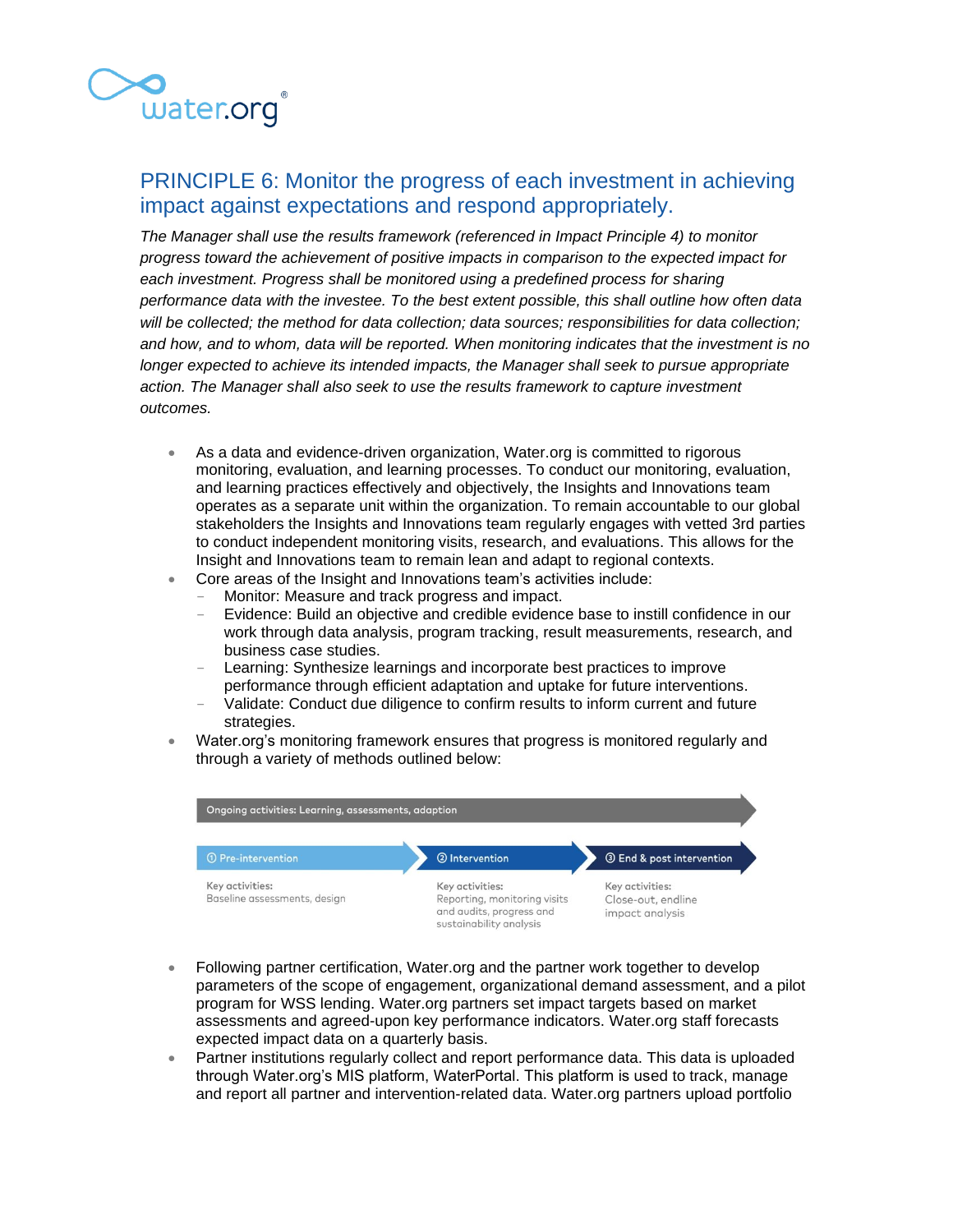## PRINCIPLE 6: Monitor the progress of each investment in achieving impact against expectations and respond appropriately.

*The Manager shall use the results framework (referenced in Impact Principle 4) to monitor progress toward the achievement of positive impacts in comparison to the expected impact for each investment. Progress shall be monitored using a predefined process for sharing performance data with the investee. To the best extent possible, this shall outline how often data will be collected; the method for data collection; data sources; responsibilities for data collection; and how, and to whom, data will be reported. When monitoring indicates that the investment is no longer expected to achieve its intended impacts, the Manager shall seek to pursue appropriate action. The Manager shall also seek to use the results framework to capture investment outcomes.*

- As a data and evidence-driven organization, Water.org is committed to rigorous monitoring, evaluation, and learning processes. To conduct our monitoring, evaluation, and learning practices effectively and objectively, the Insights and Innovations team operates as a separate unit within the organization. To remain accountable to our global stakeholders the Insights and Innovations team regularly engages with vetted 3rd parties to conduct independent monitoring visits, research, and evaluations. This allows for the Insight and Innovations team to remain lean and adapt to regional contexts.
- Core areas of the Insight and Innovations team's activities include:
  - Monitor: Measure and track progress and impact.
  - Evidence: Build an objective and credible evidence base to instill confidence in our work through data analysis, program tracking, result measurements, research, and business case studies.
  - Learning: Synthesize learnings and incorporate best practices to improve performance through efficient adaptation and uptake for future interventions.
  - Validate: Conduct due diligence to confirm results to inform current and future strategies.
- Water.org's monitoring framework ensures that progress is monitored regularly and through a variety of methods outlined below:

Ongoing activities: Learning, assessments, adaption

| ① Pre-intervention | ② Intervention | ③ End & post intervention |
|---|---|---|
| Key activities: Baseline assessments, design | Key activities: Reporting, monitoring visits and audits, progress and sustainability analysis | Key activities: Close-out, endline impact analysis |

- Following partner certification, Water.org and the partner work together to develop parameters of the scope of engagement, organizational demand assessment, and a pilot program for WSS lending. Water.org partners set impact targets based on market assessments and agreed-upon key performance indicators. Water.org staff forecasts expected impact data on a quarterly basis.
- Partner institutions regularly collect and report performance data. This data is uploaded through Water.org's MIS platform, WaterPortal. This platform is used to track, manage and report all partner and intervention-related data. Water.org partners upload portfolio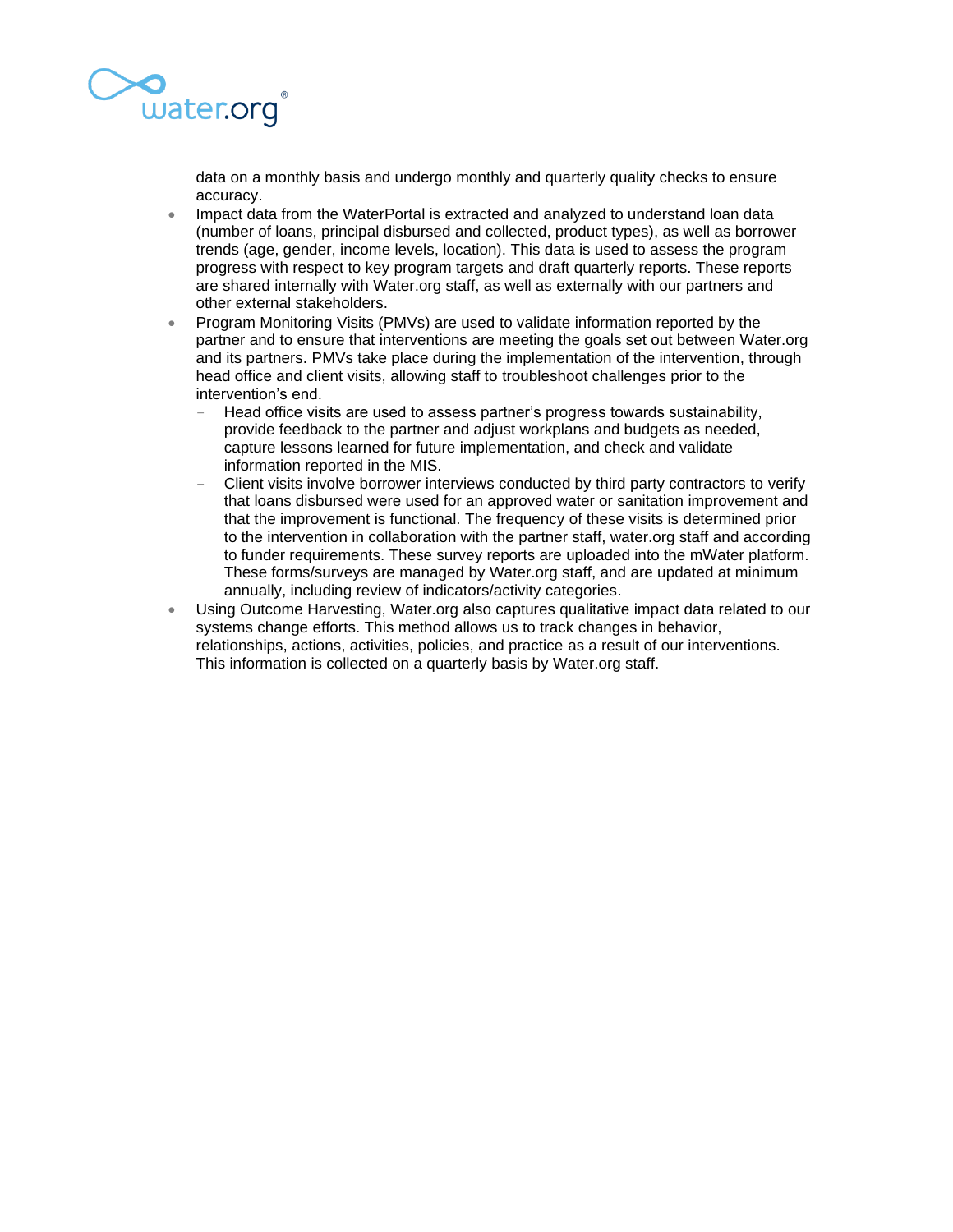data on a monthly basis and undergo monthly and quarterly quality checks to ensure accuracy.

- Impact data from the WaterPortal is extracted and analyzed to understand loan data (number of loans, principal disbursed and collected, product types), as well as borrower trends (age, gender, income levels, location). This data is used to assess the program progress with respect to key program targets and draft quarterly reports. These reports are shared internally with Water.org staff, as well as externally with our partners and other external stakeholders.
- Program Monitoring Visits (PMVs) are used to validate information reported by the partner and to ensure that interventions are meeting the goals set out between Water.org and its partners. PMVs take place during the implementation of the intervention, through head office and client visits, allowing staff to troubleshoot challenges prior to the intervention's end.
  - Head office visits are used to assess partner's progress towards sustainability, provide feedback to the partner and adjust workplans and budgets as needed, capture lessons learned for future implementation, and check and validate information reported in the MIS.
  - Client visits involve borrower interviews conducted by third party contractors to verify that loans disbursed were used for an approved water or sanitation improvement and that the improvement is functional. The frequency of these visits is determined prior to the intervention in collaboration with the partner staff, water.org staff and according to funder requirements. These survey reports are uploaded into the mWater platform. These forms/surveys are managed by Water.org staff, and are updated at minimum annually, including review of indicators/activity categories.
- Using Outcome Harvesting, Water.org also captures qualitative impact data related to our systems change efforts. This method allows us to track changes in behavior, relationships, actions, activities, policies, and practice as a result of our interventions. This information is collected on a quarterly basis by Water.org staff.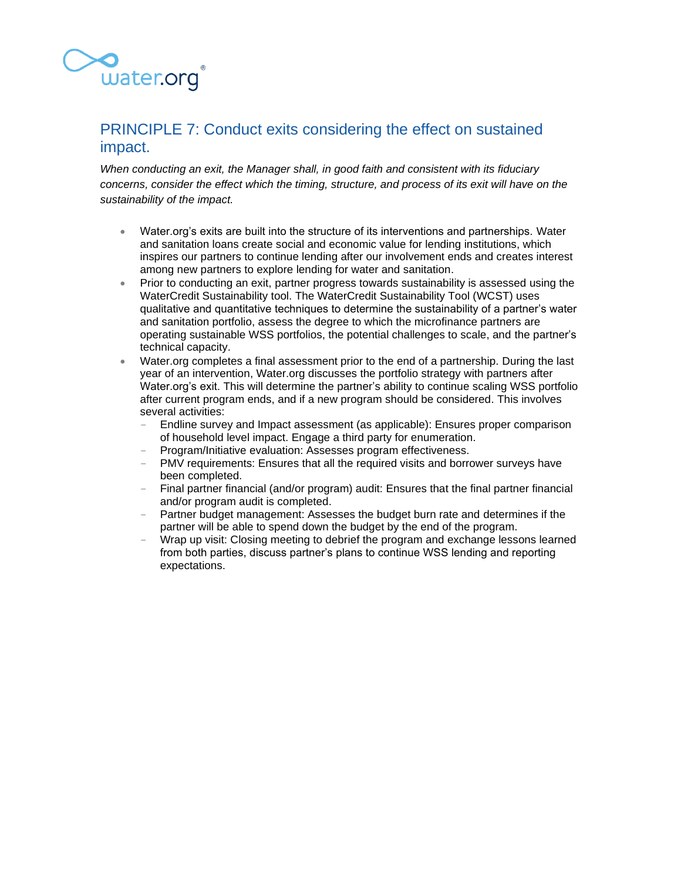## PRINCIPLE 7: Conduct exits considering the effect on sustained impact.

*When conducting an exit, the Manager shall, in good faith and consistent with its fiduciary concerns, consider the effect which the timing, structure, and process of its exit will have on the sustainability of the impact.*

- Water.org's exits are built into the structure of its interventions and partnerships. Water and sanitation loans create social and economic value for lending institutions, which inspires our partners to continue lending after our involvement ends and creates interest among new partners to explore lending for water and sanitation.
- Prior to conducting an exit, partner progress towards sustainability is assessed using the WaterCredit Sustainability tool. The WaterCredit Sustainability Tool (WCST) uses qualitative and quantitative techniques to determine the sustainability of a partner's water and sanitation portfolio, assess the degree to which the microfinance partners are operating sustainable WSS portfolios, the potential challenges to scale, and the partner's technical capacity.
- Water.org completes a final assessment prior to the end of a partnership. During the last year of an intervention, Water.org discusses the portfolio strategy with partners after Water.org's exit. This will determine the partner's ability to continue scaling WSS portfolio after current program ends, and if a new program should be considered. This involves several activities:
  - Endline survey and Impact assessment (as applicable): Ensures proper comparison of household level impact. Engage a third party for enumeration.
  - Program/Initiative evaluation: Assesses program effectiveness.
  - PMV requirements: Ensures that all the required visits and borrower surveys have been completed.
  - Final partner financial (and/or program) audit: Ensures that the final partner financial and/or program audit is completed.
  - Partner budget management: Assesses the budget burn rate and determines if the partner will be able to spend down the budget by the end of the program.
  - Wrap up visit: Closing meeting to debrief the program and exchange lessons learned from both parties, discuss partner's plans to continue WSS lending and reporting expectations.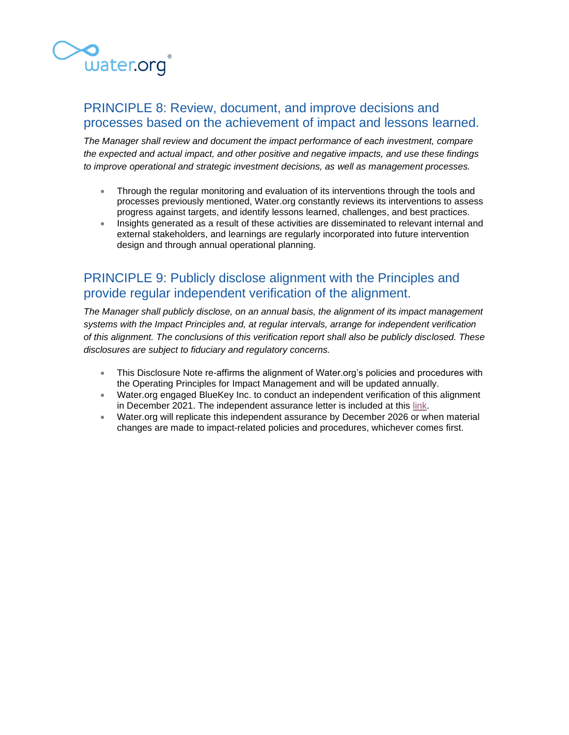## PRINCIPLE 8: Review, document, and improve decisions and processes based on the achievement of impact and lessons learned.

*The Manager shall review and document the impact performance of each investment, compare the expected and actual impact, and other positive and negative impacts, and use these findings to improve operational and strategic investment decisions, as well as management processes.*

- Through the regular monitoring and evaluation of its interventions through the tools and processes previously mentioned, Water.org constantly reviews its interventions to assess progress against targets, and identify lessons learned, challenges, and best practices.
- Insights generated as a result of these activities are disseminated to relevant internal and external stakeholders, and learnings are regularly incorporated into future intervention design and through annual operational planning.

## PRINCIPLE 9: Publicly disclose alignment with the Principles and provide regular independent verification of the alignment.

*The Manager shall publicly disclose, on an annual basis, the alignment of its impact management systems with the Impact Principles and, at regular intervals, arrange for independent verification of this alignment. The conclusions of this verification report shall also be publicly disclosed. These disclosures are subject to fiduciary and regulatory concerns.*

- This Disclosure Note re-affirms the alignment of Water.org's policies and procedures with the Operating Principles for Impact Management and will be updated annually.
- Water.org engaged BlueKey Inc. to conduct an independent verification of this alignment in December 2021. The independent assurance letter is included at this link.
- Water.org will replicate this independent assurance by December 2026 or when material changes are made to impact-related policies and procedures, whichever comes first.